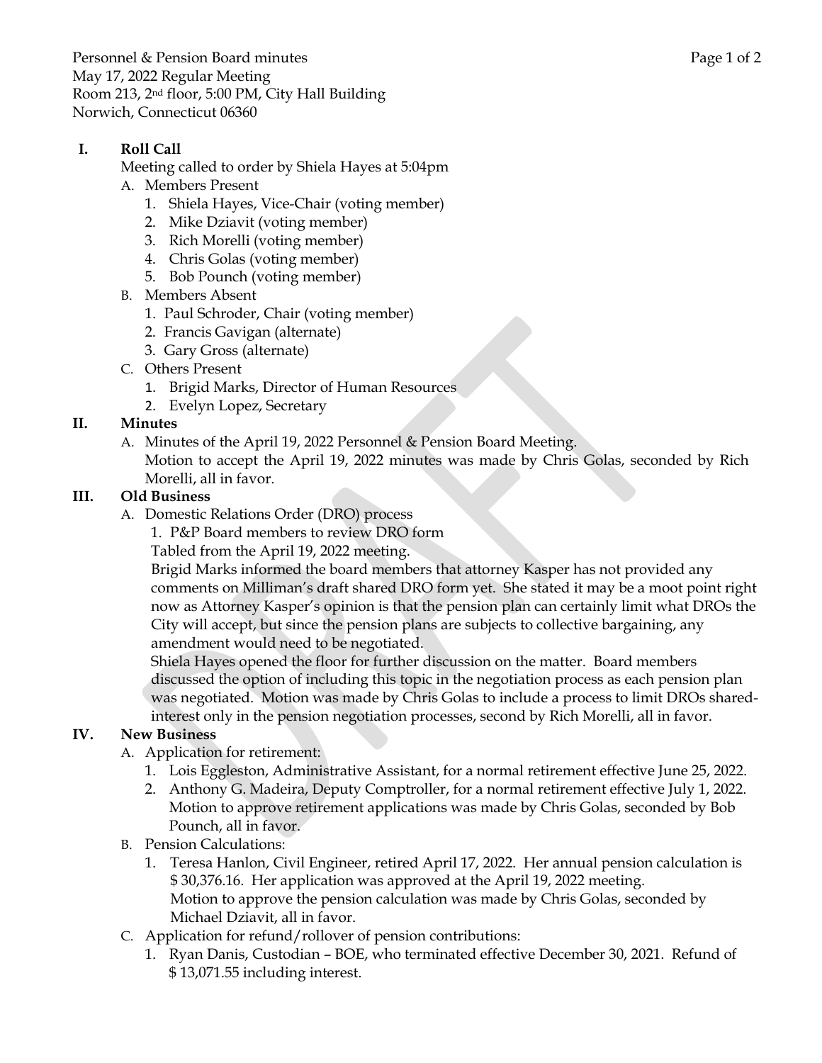Personnel & Pension Board minutes
May 17, 2022 Regular Meeting
Room 213, 2nd floor, 5:00 PM, City Hall Building
Norwich, Connecticut 06360

## I. Roll Call

Meeting called to order by Shiela Hayes at 5:04pm

A. Members Present
   1. Shiela Hayes, Vice-Chair (voting member)
   2. Mike Dziavit (voting member)
   3. Rich Morelli (voting member)
   4. Chris Golas (voting member)
   5. Bob Pounch (voting member)

B. Members Absent
   1. Paul Schroder, Chair (voting member)
   2. Francis Gavigan (alternate)
   3. Gary Gross (alternate)

C. Others Present
   1. Brigid Marks, Director of Human Resources
   2. Evelyn Lopez, Secretary

## II. Minutes

A. Minutes of the April 19, 2022 Personnel & Pension Board Meeting.
   Motion to accept the April 19, 2022 minutes was made by Chris Golas, seconded by Rich Morelli, all in favor.

## III. Old Business

A. Domestic Relations Order (DRO) process
   1. P&P Board members to review DRO form
   
   Tabled from the April 19, 2022 meeting.
   
   Brigid Marks informed the board members that attorney Kasper has not provided any comments on Milliman's draft shared DRO form yet. She stated it may be a moot point right now as Attorney Kasper's opinion is that the pension plan can certainly limit what DROs the City will accept, but since the pension plans are subjects to collective bargaining, any amendment would need to be negotiated.
   
   Shiela Hayes opened the floor for further discussion on the matter. Board members discussed the option of including this topic in the negotiation process as each pension plan was negotiated. Motion was made by Chris Golas to include a process to limit DROs shared-interest only in the pension negotiation processes, second by Rich Morelli, all in favor.

## IV. New Business

A. Application for retirement:
   1. Lois Eggleston, Administrative Assistant, for a normal retirement effective June 25, 2022.
   2. Anthony G. Madeira, Deputy Comptroller, for a normal retirement effective July 1, 2022.
      Motion to approve retirement applications was made by Chris Golas, seconded by Bob Pounch, all in favor.

B. Pension Calculations:
   1. Teresa Hanlon, Civil Engineer, retired April 17, 2022. Her annual pension calculation is $ 30,376.16. Her application was approved at the April 19, 2022 meeting.
      Motion to approve the pension calculation was made by Chris Golas, seconded by Michael Dziavit, all in favor.

C. Application for refund/rollover of pension contributions:
   1. Ryan Danis, Custodian – BOE, who terminated effective December 30, 2021. Refund of $ 13,071.55 including interest.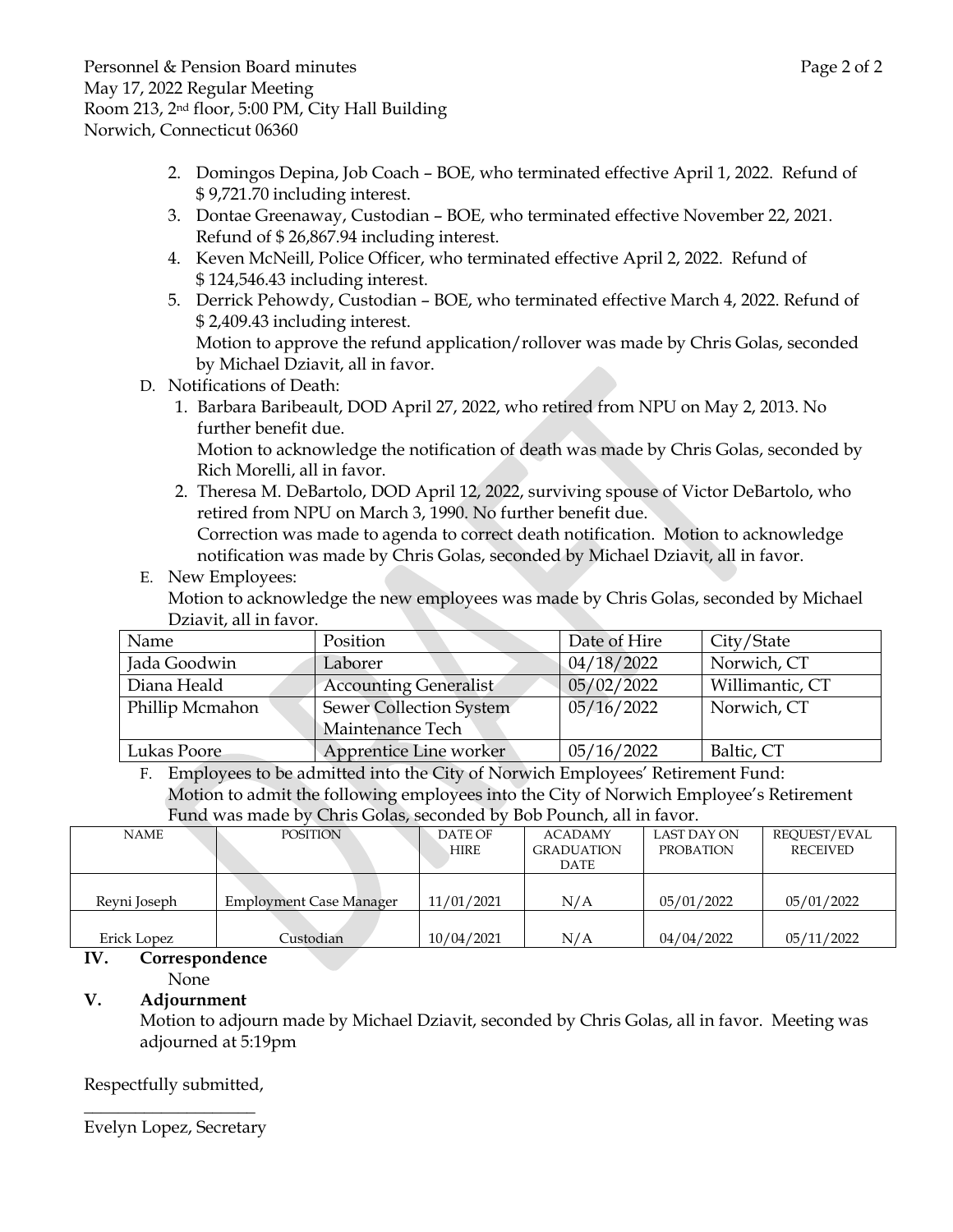2. Domingos Depina, Job Coach – BOE, who terminated effective April 1, 2022. Refund of $ 9,721.70 including interest.
3. Dontae Greenaway, Custodian – BOE, who terminated effective November 22, 2021. Refund of $ 26,867.94 including interest.
4. Keven McNeill, Police Officer, who terminated effective April 2, 2022. Refund of $ 124,546.43 including interest.
5. Derrick Pehowdy, Custodian – BOE, who terminated effective March 4, 2022. Refund of $ 2,409.43 including interest.
   Motion to approve the refund application/rollover was made by Chris Golas, seconded by Michael Dziavit, all in favor.

D. Notifications of Death:

1. Barbara Baribeault, DOD April 27, 2022, who retired from NPU on May 2, 2013. No further benefit due.
   Motion to acknowledge the notification of death was made by Chris Golas, seconded by Rich Morelli, all in favor.
2. Theresa M. DeBartolo, DOD April 12, 2022, surviving spouse of Victor DeBartolo, who retired from NPU on March 3, 1990. No further benefit due.
   Correction was made to agenda to correct death notification. Motion to acknowledge notification was made by Chris Golas, seconded by Michael Dziavit, all in favor.

E. New Employees:
Motion to acknowledge the new employees was made by Chris Golas, seconded by Michael Dziavit, all in favor.

| Name | Position | Date of Hire | City/State |
|---|---|---|---|
| Jada Goodwin | Laborer | 04/18/2022 | Norwich, CT |
| Diana Heald | Accounting Generalist | 05/02/2022 | Willimantic, CT |
| Phillip Mcmahon | Sewer Collection System Maintenance Tech | 05/16/2022 | Norwich, CT |
| Lukas Poore | Apprentice Line worker | 05/16/2022 | Baltic, CT |

F. Employees to be admitted into the City of Norwich Employees' Retirement Fund:
Motion to admit the following employees into the City of Norwich Employee's Retirement Fund was made by Chris Golas, seconded by Bob Pounch, all in favor.

| NAME | POSITION | DATE OF HIRE | ACADAMY GRADUATION DATE | LAST DAY ON PROBATION | REQUEST/EVAL RECEIVED |
|---|---|---|---|---|---|
| Reyni Joseph | Employment Case Manager | 11/01/2021 | N/A | 05/01/2022 | 05/01/2022 |
| Erick Lopez | Custodian | 10/04/2021 | N/A | 04/04/2022 | 05/11/2022 |

## IV. Correspondence

None

## V. Adjournment

Motion to adjourn made by Michael Dziavit, seconded by Chris Golas, all in favor. Meeting was adjourned at 5:19pm

Respectfully submitted,

\_\_\_\_\_\_\_\_\_\_\_\_\_\_\_\_\_\_\_\_

Evelyn Lopez, Secretary